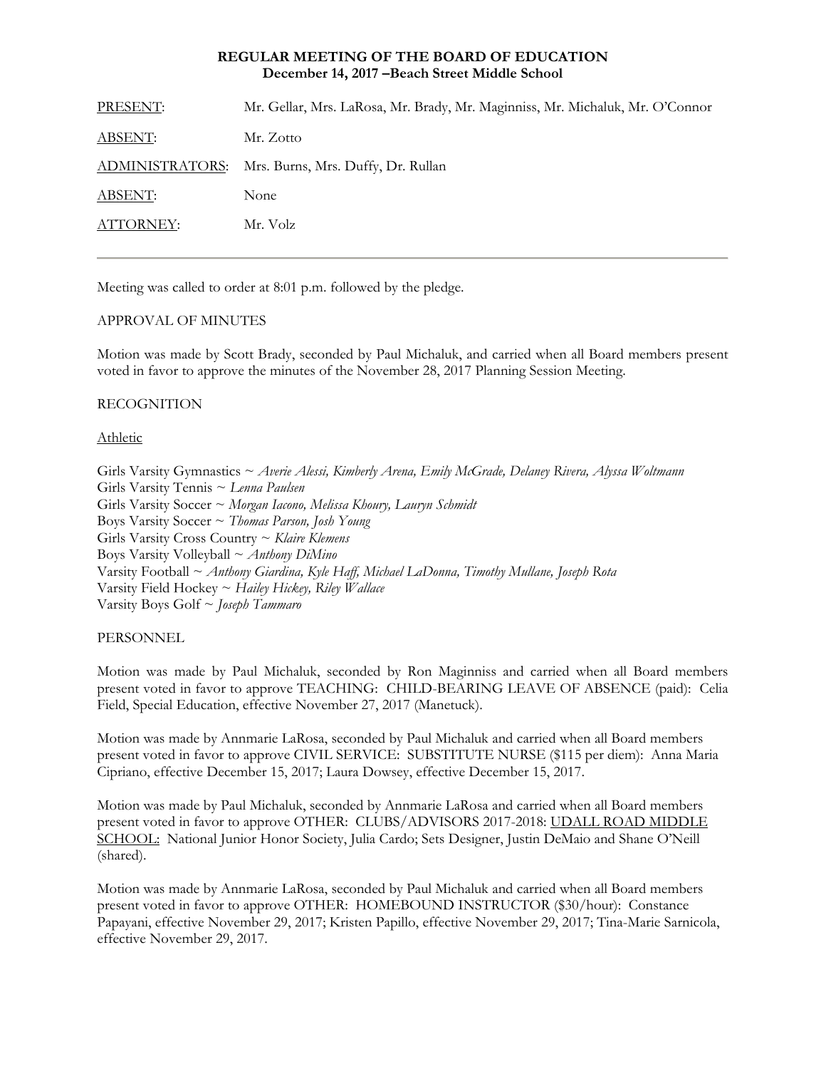**REGULAR MEETING OF THE BOARD OF EDUCATION**
**December 14, 2017 –Beach Street Middle School**

| | |
|---|---|
| <u>PRESENT</u>: | Mr. Gellar, Mrs. LaRosa, Mr. Brady, Mr. Maginniss, Mr. Michaluk, Mr. O'Connor |
| <u>ABSENT</u>: | Mr. Zotto |
| <u>ADMINISTRATORS</u>: | Mrs. Burns, Mrs. Duffy, Dr. Rullan |
| <u>ABSENT</u>: | None |
| <u>ATTORNEY</u>: | Mr. Volz |

---

Meeting was called to order at 8:01 p.m. followed by the pledge.

APPROVAL OF MINUTES

Motion was made by Scott Brady, seconded by Paul Michaluk, and carried when all Board members present voted in favor to approve the minutes of the November 28, 2017 Planning Session Meeting.

RECOGNITION

<u>Athletic</u>

Girls Varsity Gymnastics ~ *Averie Alessi, Kimberly Arena, Emily McGrade, Delaney Rivera, Alyssa Woltmann*
Girls Varsity Tennis ~ *Lenna Paulsen*
Girls Varsity Soccer ~ *Morgan Iacono, Melissa Khoury, Lauryn Schmidt*
Boys Varsity Soccer ~ *Thomas Parson, Josh Young*
Girls Varsity Cross Country ~ *Klaire Klemens*
Boys Varsity Volleyball ~ *Anthony DiMino*
Varsity Football ~ *Anthony Giardina, Kyle Haff, Michael LaDonna, Timothy Mullane, Joseph Rota*
Varsity Field Hockey ~ *Hailey Hickey, Riley Wallace*
Varsity Boys Golf ~ *Joseph Tammaro*

PERSONNEL

Motion was made by Paul Michaluk, seconded by Ron Maginniss and carried when all Board members present voted in favor to approve TEACHING: CHILD-BEARING LEAVE OF ABSENCE (paid): Celia Field, Special Education, effective November 27, 2017 (Manetuck).

Motion was made by Annmarie LaRosa, seconded by Paul Michaluk and carried when all Board members present voted in favor to approve CIVIL SERVICE: SUBSTITUTE NURSE ($115 per diem): Anna Maria Cipriano, effective December 15, 2017; Laura Dowsey, effective December 15, 2017.

Motion was made by Paul Michaluk, seconded by Annmarie LaRosa and carried when all Board members present voted in favor to approve OTHER: CLUBS/ADVISORS 2017-2018: <u>UDALL ROAD MIDDLE SCHOOL</u>: National Junior Honor Society, Julia Cardo; Sets Designer, Justin DeMaio and Shane O'Neill (shared).

Motion was made by Annmarie LaRosa, seconded by Paul Michaluk and carried when all Board members present voted in favor to approve OTHER: HOMEBOUND INSTRUCTOR ($30/hour): Constance Papayani, effective November 29, 2017; Kristen Papillo, effective November 29, 2017; Tina-Marie Sarnicola, effective November 29, 2017.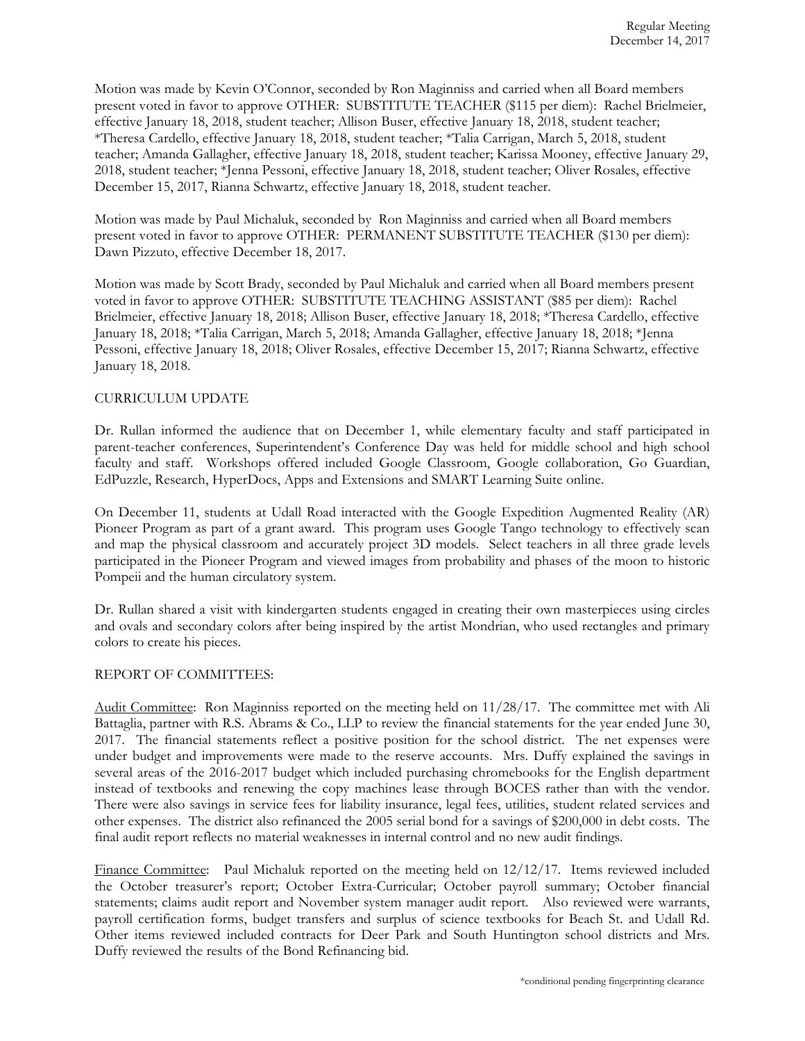Motion was made by Kevin O'Connor, seconded by Ron Maginniss and carried when all Board members present voted in favor to approve OTHER: SUBSTITUTE TEACHER ($115 per diem): Rachel Brielmeier, effective January 18, 2018, student teacher; Allison Buser, effective January 18, 2018, student teacher; *Theresa Cardello, effective January 18, 2018, student teacher; *Talia Carrigan, March 5, 2018, student teacher; Amanda Gallagher, effective January 18, 2018, student teacher; Karissa Mooney, effective January 29, 2018, student teacher; *Jenna Pessoni, effective January 18, 2018, student teacher; Oliver Rosales, effective December 15, 2017, Rianna Schwartz, effective January 18, 2018, student teacher.

Motion was made by Paul Michaluk, seconded by Ron Maginniss and carried when all Board members present voted in favor to approve OTHER: PERMANENT SUBSTITUTE TEACHER ($130 per diem): Dawn Pizzuto, effective December 18, 2017.

Motion was made by Scott Brady, seconded by Paul Michaluk and carried when all Board members present voted in favor to approve OTHER: SUBSTITUTE TEACHING ASSISTANT ($85 per diem): Rachel Brielmeier, effective January 18, 2018; Allison Buser, effective January 18, 2018; *Theresa Cardello, effective January 18, 2018; *Talia Carrigan, March 5, 2018; Amanda Gallagher, effective January 18, 2018; *Jenna Pessoni, effective January 18, 2018; Oliver Rosales, effective December 15, 2017; Rianna Schwartz, effective January 18, 2018.

CURRICULUM UPDATE

Dr. Rullan informed the audience that on December 1, while elementary faculty and staff participated in parent-teacher conferences, Superintendent's Conference Day was held for middle school and high school faculty and staff. Workshops offered included Google Classroom, Google collaboration, Go Guardian, EdPuzzle, Research, HyperDocs, Apps and Extensions and SMART Learning Suite online.

On December 11, students at Udall Road interacted with the Google Expedition Augmented Reality (AR) Pioneer Program as part of a grant award. This program uses Google Tango technology to effectively scan and map the physical classroom and accurately project 3D models. Select teachers in all three grade levels participated in the Pioneer Program and viewed images from probability and phases of the moon to historic Pompeii and the human circulatory system.

Dr. Rullan shared a visit with kindergarten students engaged in creating their own masterpieces using circles and ovals and secondary colors after being inspired by the artist Mondrian, who used rectangles and primary colors to create his pieces.

REPORT OF COMMITTEES:

Audit Committee: Ron Maginniss reported on the meeting held on 11/28/17. The committee met with Ali Battaglia, partner with R.S. Abrams & Co., LLP to review the financial statements for the year ended June 30, 2017. The financial statements reflect a positive position for the school district. The net expenses were under budget and improvements were made to the reserve accounts. Mrs. Duffy explained the savings in several areas of the 2016-2017 budget which included purchasing chromebooks for the English department instead of textbooks and renewing the copy machines lease through BOCES rather than with the vendor. There were also savings in service fees for liability insurance, legal fees, utilities, student related services and other expenses. The district also refinanced the 2005 serial bond for a savings of $200,000 in debt costs. The final audit report reflects no material weaknesses in internal control and no new audit findings.

Finance Committee: Paul Michaluk reported on the meeting held on 12/12/17. Items reviewed included the October treasurer's report; October Extra-Curricular; October payroll summary; October financial statements; claims audit report and November system manager audit report. Also reviewed were warrants, payroll certification forms, budget transfers and surplus of science textbooks for Beach St. and Udall Rd. Other items reviewed included contracts for Deer Park and South Huntington school districts and Mrs. Duffy reviewed the results of the Bond Refinancing bid.

*conditional pending fingerprinting clearance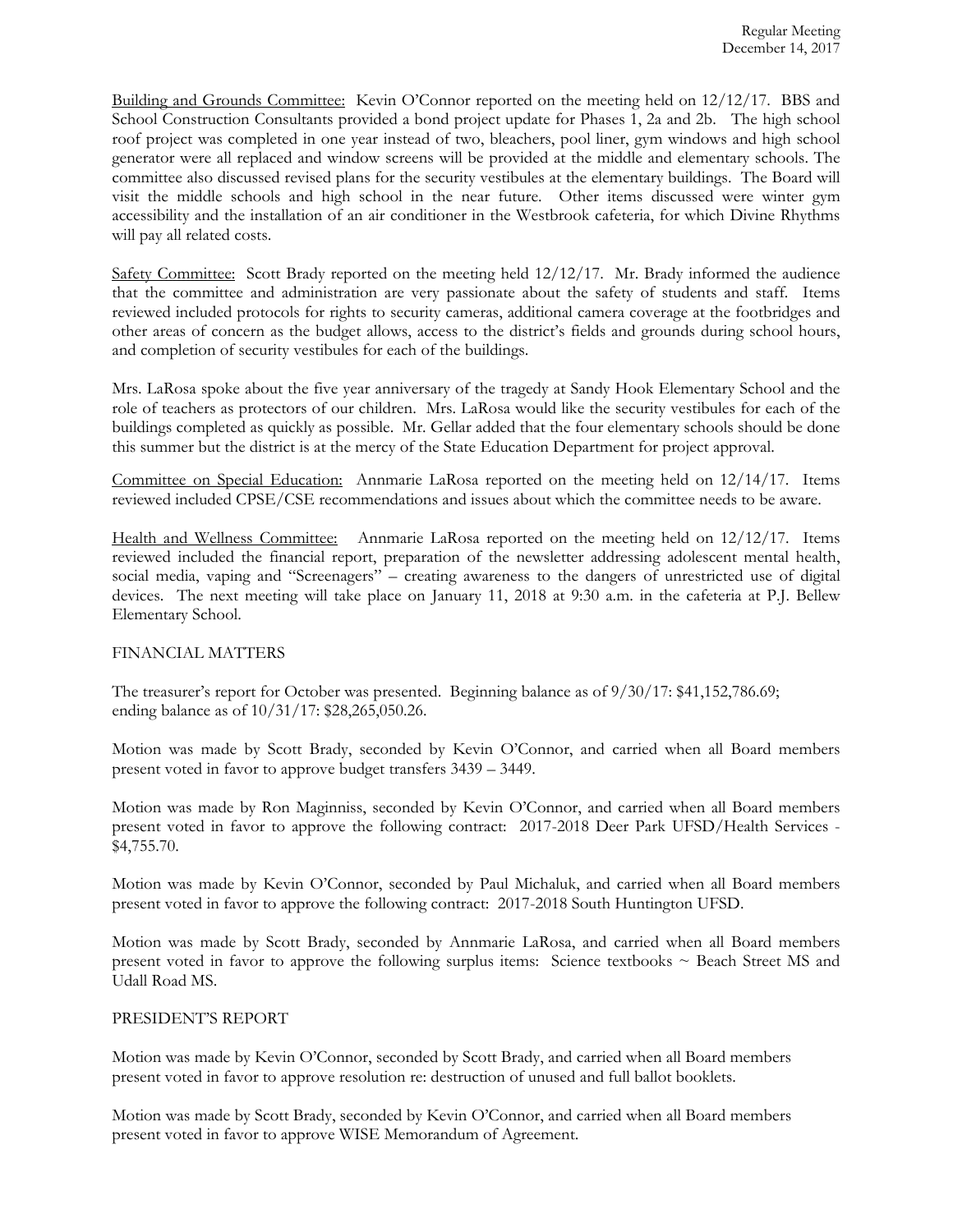Building and Grounds Committee: Kevin O'Connor reported on the meeting held on 12/12/17. BBS and School Construction Consultants provided a bond project update for Phases 1, 2a and 2b. The high school roof project was completed in one year instead of two, bleachers, pool liner, gym windows and high school generator were all replaced and window screens will be provided at the middle and elementary schools. The committee also discussed revised plans for the security vestibules at the elementary buildings. The Board will visit the middle schools and high school in the near future. Other items discussed were winter gym accessibility and the installation of an air conditioner in the Westbrook cafeteria, for which Divine Rhythms will pay all related costs.

Safety Committee: Scott Brady reported on the meeting held 12/12/17. Mr. Brady informed the audience that the committee and administration are very passionate about the safety of students and staff. Items reviewed included protocols for rights to security cameras, additional camera coverage at the footbridges and other areas of concern as the budget allows, access to the district's fields and grounds during school hours, and completion of security vestibules for each of the buildings.

Mrs. LaRosa spoke about the five year anniversary of the tragedy at Sandy Hook Elementary School and the role of teachers as protectors of our children. Mrs. LaRosa would like the security vestibules for each of the buildings completed as quickly as possible. Mr. Gellar added that the four elementary schools should be done this summer but the district is at the mercy of the State Education Department for project approval.

Committee on Special Education: Annmarie LaRosa reported on the meeting held on 12/14/17. Items reviewed included CPSE/CSE recommendations and issues about which the committee needs to be aware.

Health and Wellness Committee: Annmarie LaRosa reported on the meeting held on 12/12/17. Items reviewed included the financial report, preparation of the newsletter addressing adolescent mental health, social media, vaping and "Screenagers" – creating awareness to the dangers of unrestricted use of digital devices. The next meeting will take place on January 11, 2018 at 9:30 a.m. in the cafeteria at P.J. Bellew Elementary School.

FINANCIAL MATTERS

The treasurer's report for October was presented. Beginning balance as of 9/30/17: $41,152,786.69; ending balance as of 10/31/17: $28,265,050.26.

Motion was made by Scott Brady, seconded by Kevin O'Connor, and carried when all Board members present voted in favor to approve budget transfers 3439 – 3449.

Motion was made by Ron Maginniss, seconded by Kevin O'Connor, and carried when all Board members present voted in favor to approve the following contract: 2017-2018 Deer Park UFSD/Health Services - $4,755.70.

Motion was made by Kevin O'Connor, seconded by Paul Michaluk, and carried when all Board members present voted in favor to approve the following contract: 2017-2018 South Huntington UFSD.

Motion was made by Scott Brady, seconded by Annmarie LaRosa, and carried when all Board members present voted in favor to approve the following surplus items: Science textbooks ~ Beach Street MS and Udall Road MS.

PRESIDENT'S REPORT

Motion was made by Kevin O'Connor, seconded by Scott Brady, and carried when all Board members present voted in favor to approve resolution re: destruction of unused and full ballot booklets.

Motion was made by Scott Brady, seconded by Kevin O'Connor, and carried when all Board members present voted in favor to approve WISE Memorandum of Agreement.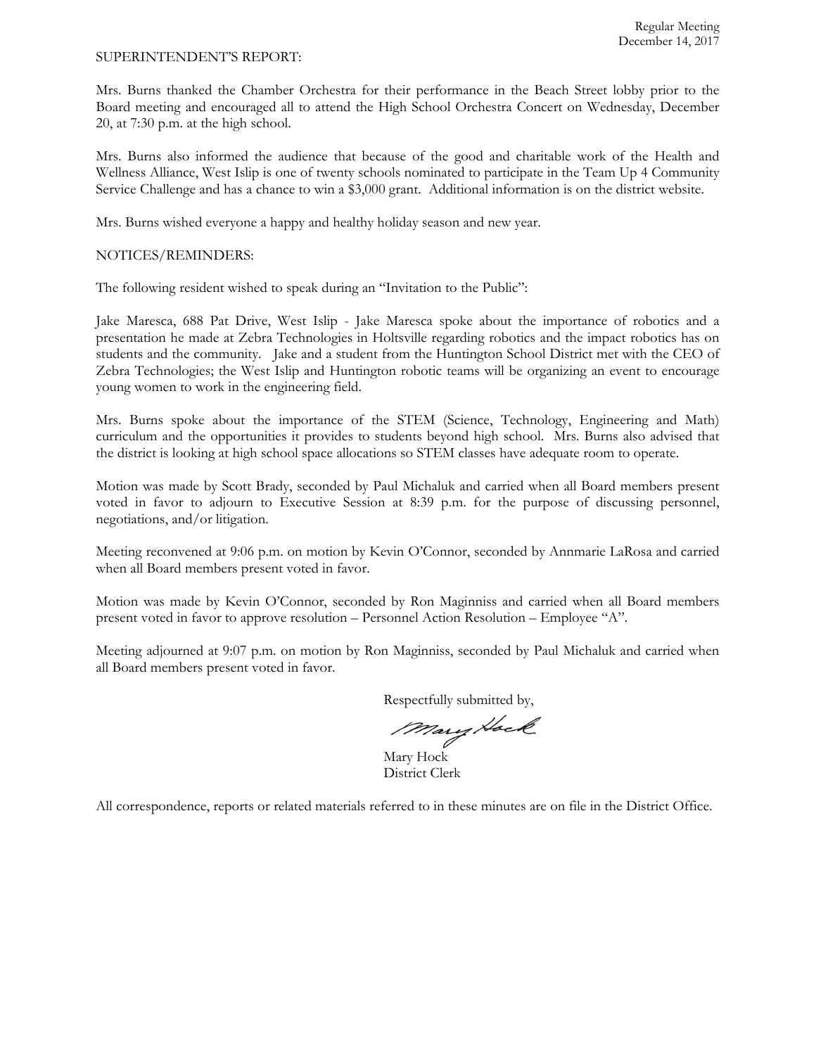SUPERINTENDENT'S REPORT:

Mrs. Burns thanked the Chamber Orchestra for their performance in the Beach Street lobby prior to the Board meeting and encouraged all to attend the High School Orchestra Concert on Wednesday, December 20, at 7:30 p.m. at the high school.

Mrs. Burns also informed the audience that because of the good and charitable work of the Health and Wellness Alliance, West Islip is one of twenty schools nominated to participate in the Team Up 4 Community Service Challenge and has a chance to win a $3,000 grant. Additional information is on the district website.

Mrs. Burns wished everyone a happy and healthy holiday season and new year.

NOTICES/REMINDERS:

The following resident wished to speak during an "Invitation to the Public":

Jake Maresca, 688 Pat Drive, West Islip - Jake Maresca spoke about the importance of robotics and a presentation he made at Zebra Technologies in Holtsville regarding robotics and the impact robotics has on students and the community. Jake and a student from the Huntington School District met with the CEO of Zebra Technologies; the West Islip and Huntington robotic teams will be organizing an event to encourage young women to work in the engineering field.

Mrs. Burns spoke about the importance of the STEM (Science, Technology, Engineering and Math) curriculum and the opportunities it provides to students beyond high school. Mrs. Burns also advised that the district is looking at high school space allocations so STEM classes have adequate room to operate.

Motion was made by Scott Brady, seconded by Paul Michaluk and carried when all Board members present voted in favor to adjourn to Executive Session at 8:39 p.m. for the purpose of discussing personnel, negotiations, and/or litigation.

Meeting reconvened at 9:06 p.m. on motion by Kevin O'Connor, seconded by Annmarie LaRosa and carried when all Board members present voted in favor.

Motion was made by Kevin O'Connor, seconded by Ron Maginniss and carried when all Board members present voted in favor to approve resolution – Personnel Action Resolution – Employee "A".

Meeting adjourned at 9:07 p.m. on motion by Ron Maginniss, seconded by Paul Michaluk and carried when all Board members present voted in favor.

Respectfully submitted by,

Mary Hock

Mary Hock
District Clerk

All correspondence, reports or related materials referred to in these minutes are on file in the District Office.